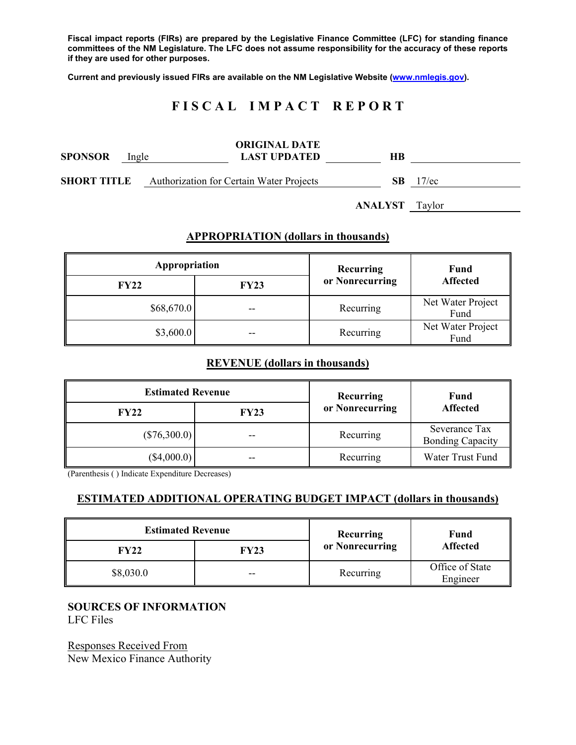**Fiscal impact reports (FIRs) are prepared by the Legislative Finance Committee (LFC) for standing finance committees of the NM Legislature. The LFC does not assume responsibility for the accuracy of these reports if they are used for other purposes.**

**Current and previously issued FIRs are available on the NM Legislative Website (www.nmlegis.gov).**

# F I S C A L   I M P A C T   R E P O R T

**SPONSOR** Ingle **ORIGINAL DATE LAST UPDATED** **HB**

**SHORT TITLE** Authorization for Certain Water Projects **SB** 17/ec

**ANALYST** Taylor

## APPROPRIATION (dollars in thousands)

| Appropriation | | Recurring or Nonrecurring | Fund Affected |
|---|---|---|---|
| FY22 | FY23 | | |
| $68,670.0 | -- | Recurring | Net Water Project Fund |
| $3,600.0 | -- | Recurring | Net Water Project Fund |

## REVENUE (dollars in thousands)

| Estimated Revenue | | Recurring or Nonrecurring | Fund Affected |
|---|---|---|---|
| FY22 | FY23 | | |
| ($76,300.0) | -- | Recurring | Severance Tax Bonding Capacity |
| ($4,000.0) | -- | Recurring | Water Trust Fund |

(Parenthesis ( ) Indicate Expenditure Decreases)

## ESTIMATED ADDITIONAL OPERATING BUDGET IMPACT (dollars in thousands)

| Estimated Revenue | | Recurring or Nonrecurring | Fund Affected |
|---|---|---|---|
| FY22 | FY23 | | |
| $8,030.0 | -- | Recurring | Office of State Engineer |

**SOURCES OF INFORMATION**
LFC Files

Responses Received From
New Mexico Finance Authority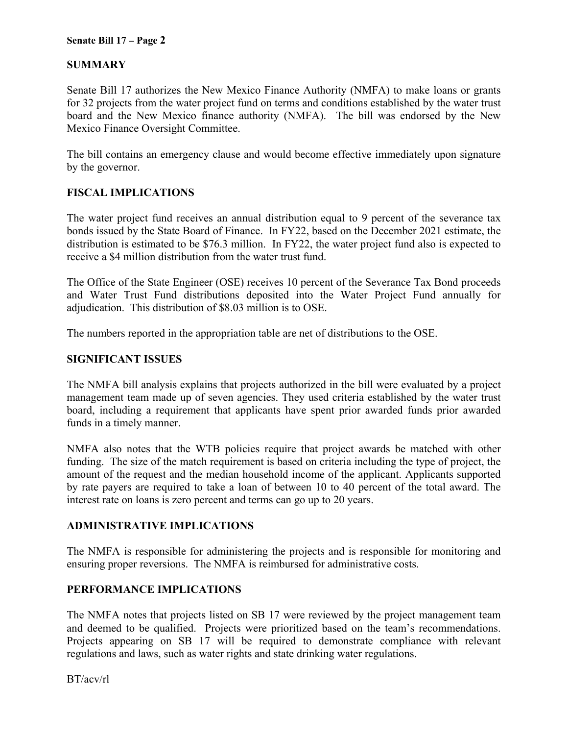## SUMMARY

Senate Bill 17 authorizes the New Mexico Finance Authority (NMFA) to make loans or grants for 32 projects from the water project fund on terms and conditions established by the water trust board and the New Mexico finance authority (NMFA). The bill was endorsed by the New Mexico Finance Oversight Committee.

The bill contains an emergency clause and would become effective immediately upon signature by the governor.

## FISCAL IMPLICATIONS

The water project fund receives an annual distribution equal to 9 percent of the severance tax bonds issued by the State Board of Finance. In FY22, based on the December 2021 estimate, the distribution is estimated to be $76.3 million. In FY22, the water project fund also is expected to receive a $4 million distribution from the water trust fund.

The Office of the State Engineer (OSE) receives 10 percent of the Severance Tax Bond proceeds and Water Trust Fund distributions deposited into the Water Project Fund annually for adjudication. This distribution of $8.03 million is to OSE.

The numbers reported in the appropriation table are net of distributions to the OSE.

## SIGNIFICANT ISSUES

The NMFA bill analysis explains that projects authorized in the bill were evaluated by a project management team made up of seven agencies. They used criteria established by the water trust board, including a requirement that applicants have spent prior awarded funds prior awarded funds in a timely manner.

NMFA also notes that the WTB policies require that project awards be matched with other funding. The size of the match requirement is based on criteria including the type of project, the amount of the request and the median household income of the applicant. Applicants supported by rate payers are required to take a loan of between 10 to 40 percent of the total award. The interest rate on loans is zero percent and terms can go up to 20 years.

## ADMINISTRATIVE IMPLICATIONS

The NMFA is responsible for administering the projects and is responsible for monitoring and ensuring proper reversions. The NMFA is reimbursed for administrative costs.

## PERFORMANCE IMPLICATIONS

The NMFA notes that projects listed on SB 17 were reviewed by the project management team and deemed to be qualified. Projects were prioritized based on the team's recommendations. Projects appearing on SB 17 will be required to demonstrate compliance with relevant regulations and laws, such as water rights and state drinking water regulations.

BT/acv/rl